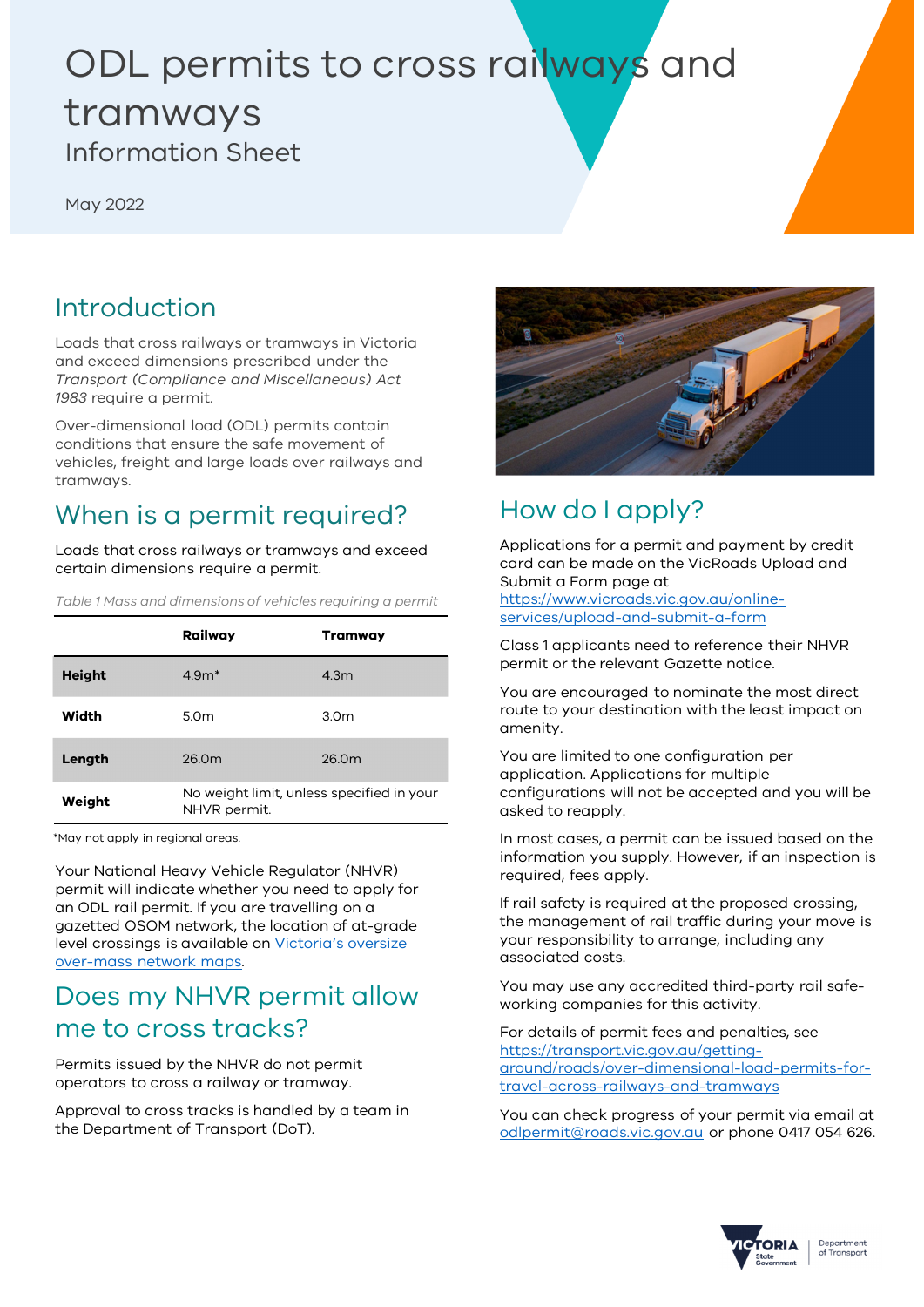# ODL permits to cross railways and tramways

Information Sheet

May 2022

## Introduction

Loads that cross railways or tramways in Victoria and exceed dimensions prescribed under the *Transport (Compliance and Miscellaneous) Act 1983* require a permit.

Over-dimensional load (ODL) permits contain conditions that ensure the safe movement of vehicles, freight and large loads over railways and tramways.

## When is a permit required?

Loads that cross railways or tramways and exceed certain dimensions require a permit.

*Table 1 Mass and dimensions of vehicles requiring a permit*

| | Railway | Tramway |
|---|---|---|
| **Height** | 4.9m* | 4.3m |
| **Width** | 5.0m | 3.0m |
| **Length** | 26.0m | 26.0m |
| **Weight** | No weight limit, unless specified in your NHVR permit. | |

*May not apply in regional areas.

Your National Heavy Vehicle Regulator (NHVR) permit will indicate whether you need to apply for an ODL rail permit. If you are travelling on a gazetted OSOM network, the location of at-grade level crossings is available on Victoria's oversize over-mass network maps.

## Does my NHVR permit allow me to cross tracks?

Permits issued by the NHVR do not permit operators to cross a railway or tramway.

Approval to cross tracks is handled by a team in the Department of Transport (DoT).

## How do I apply?

Applications for a permit and payment by credit card can be made on the VicRoads Upload and Submit a Form page at https://www.vicroads.vic.gov.au/online-services/upload-and-submit-a-form

Class 1 applicants need to reference their NHVR permit or the relevant Gazette notice.

You are encouraged to nominate the most direct route to your destination with the least impact on amenity.

You are limited to one configuration per application. Applications for multiple configurations will not be accepted and you will be asked to reapply.

In most cases, a permit can be issued based on the information you supply. However, if an inspection is required, fees apply.

If rail safety is required at the proposed crossing, the management of rail traffic during your move is your responsibility to arrange, including any associated costs.

You may use any accredited third-party rail safe-working companies for this activity.

For details of permit fees and penalties, see https://transport.vic.gov.au/getting-around/roads/over-dimensional-load-permits-for-travel-across-railways-and-tramways

You can check progress of your permit via email at odlpermit@roads.vic.gov.au or phone 0417 054 626.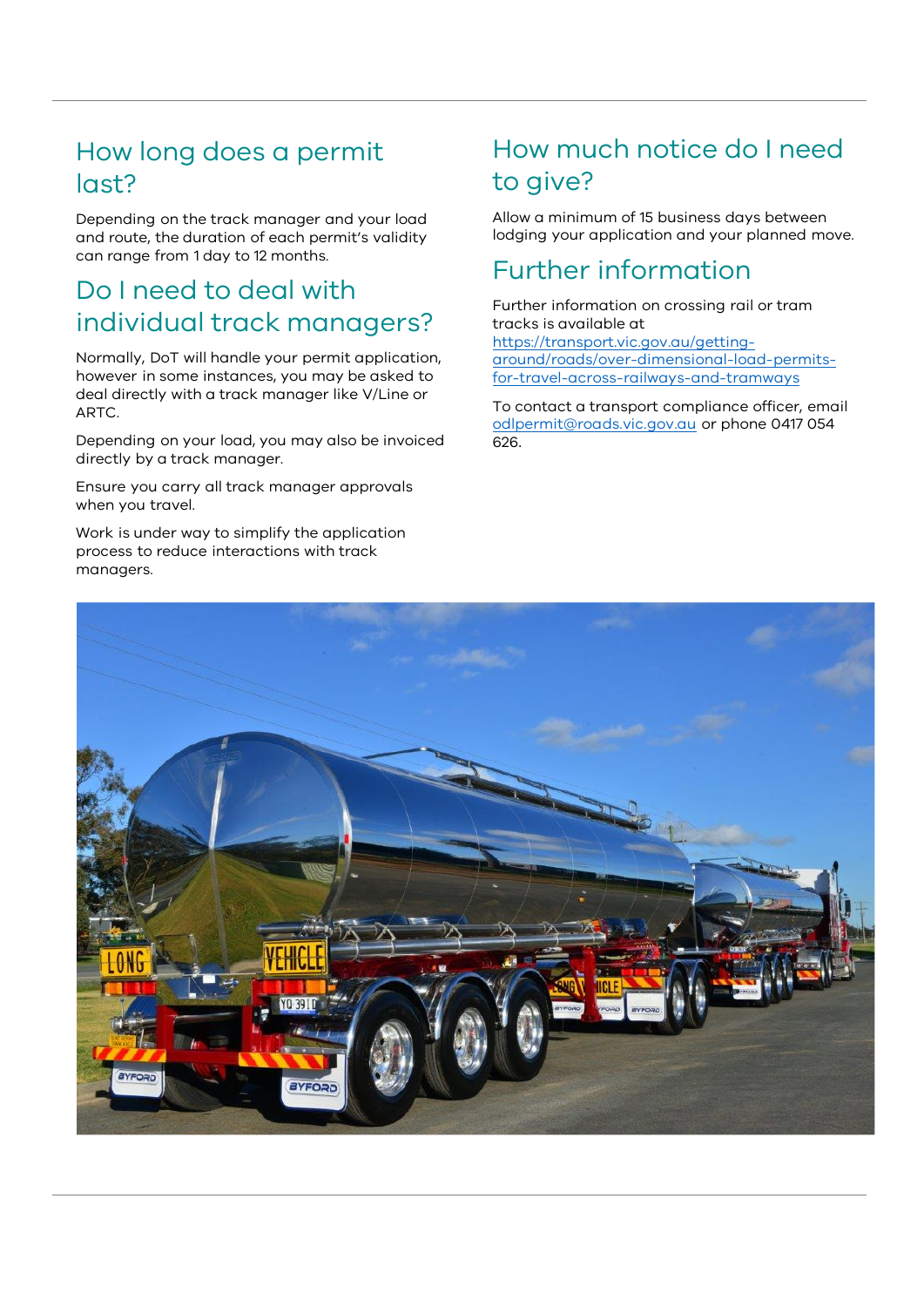## How long does a permit last?

Depending on the track manager and your load and route, the duration of each permit's validity can range from 1 day to 12 months.

## Do I need to deal with individual track managers?

Normally, DoT will handle your permit application, however in some instances, you may be asked to deal directly with a track manager like V/Line or ARTC.

Depending on your load, you may also be invoiced directly by a track manager.

Ensure you carry all track manager approvals when you travel.

Work is under way to simplify the application process to reduce interactions with track managers.

## How much notice do I need to give?

Allow a minimum of 15 business days between lodging your application and your planned move.

## Further information

Further information on crossing rail or tram tracks is available at [https://transport.vic.gov.au/getting-around/roads/over-dimensional-load-permits-for-travel-across-railways-and-tramways](https://transport.vic.gov.au/getting-around/roads/over-dimensional-load-permits-for-travel-across-railways-and-tramways)

To contact a transport compliance officer, email [odlpermit@roads.vic.gov.au](mailto:odlpermit@roads.vic.gov.au) or phone 0417 054 626.